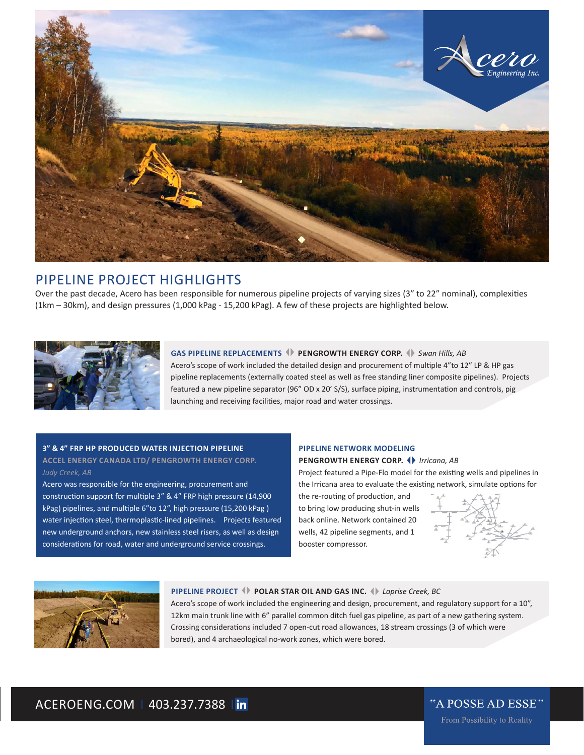# PIPELINE PROJECT HIGHLIGHTS

Over the past decade, Acero has been responsible for numerous pipeline projects of varying sizes (3" to 22" nominal), complexities (1km – 30km), and design pressures (1,000 kPag - 15,200 kPag). A few of these projects are highlighted below.

### GAS PIPELINE REPLACEMENTS ◀▶ PENGROWTH ENERGY CORP. ◀▶ *Swan Hills, AB*

Acero's scope of work included the detailed design and procurement of multiple 4"to 12" LP & HP gas pipeline replacements (externally coated steel as well as free standing liner composite pipelines). Projects featured a new pipeline separator (96" OD x 20' S/S), surface piping, instrumentation and controls, pig launching and receiving facilities, major road and water crossings.

### 3" & 4" FRP HP PRODUCED WATER INJECTION PIPELINE

**ACCEL ENERGY CANADA LTD/ PENGROWTH ENERGY CORP.**

*Judy Creek, AB*

Acero was responsible for the engineering, procurement and construction support for multiple 3" & 4" FRP high pressure (14,900 kPag) pipelines, and multiple 6"to 12", high pressure (15,200 kPag ) water injection steel, thermoplastic-lined pipelines. Projects featured new underground anchors, new stainless steel risers, as well as design considerations for road, water and underground service crossings.

### PIPELINE NETWORK MODELING

**PENGROWTH ENERGY CORP.** ◀▶ *Irricana, AB*

Project featured a Pipe-Flo model for the existing wells and pipelines in the Irricana area to evaluate the existing network, simulate options for the re-routing of production, and to bring low producing shut-in wells back online. Network contained 20 wells, 42 pipeline segments, and 1 booster compressor.

### PIPELINE PROJECT ◀▶ POLAR STAR OIL AND GAS INC. ◀▶ *Laprise Creek, BC*

Acero's scope of work included the engineering and design, procurement, and regulatory support for a 10", 12km main trunk line with 6" parallel common ditch fuel gas pipeline, as part of a new gathering system. Crossing considerations included 7 open-cut road allowances, 18 stream crossings (3 of which were bored), and 4 archaeological no-work zones, which were bored.

ACEROENG.COM | 403.237.7388

"A POSSE AD ESSE"

From Possibility to Reality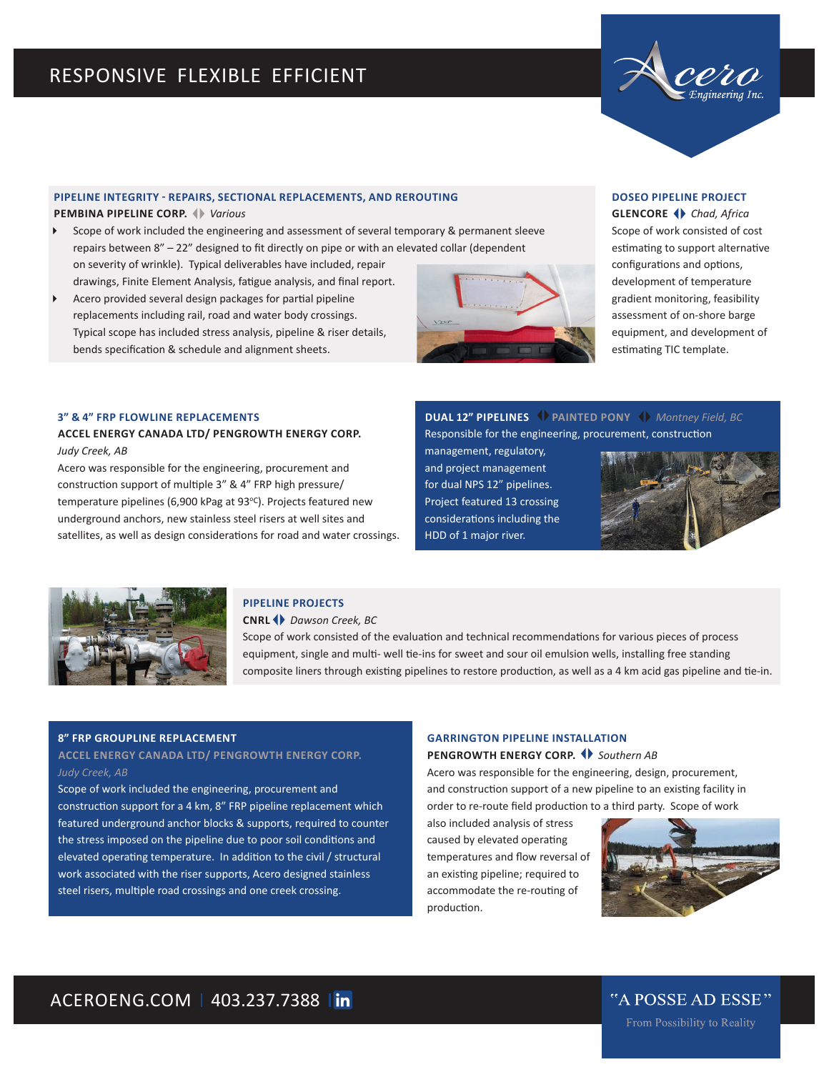RESPONSIVE FLEXIBLE EFFICIENT

### PIPELINE INTEGRITY - REPAIRS, SECTIONAL REPLACEMENTS, AND REROUTING

**PEMBINA PIPELINE CORP.** ◆ *Various*

- Scope of work included the engineering and assessment of several temporary & permanent sleeve repairs between 8" – 22" designed to fit directly on pipe or with an elevated collar (dependent on severity of wrinkle). Typical deliverables have included, repair drawings, Finite Element Analysis, fatigue analysis, and final report.
- Acero provided several design packages for partial pipeline replacements including rail, road and water body crossings. Typical scope has included stress analysis, pipeline & riser details, bends specification & schedule and alignment sheets.

### DOSEO PIPELINE PROJECT

**GLENCORE** ◆ *Chad, Africa*

Scope of work consisted of cost estimating to support alternative configurations and options, development of temperature gradient monitoring, feasibility assessment of on-shore barge equipment, and development of estimating TIC template.

### 3" & 4" FRP FLOWLINE REPLACEMENTS

**ACCEL ENERGY CANADA LTD/ PENGROWTH ENERGY CORP.**

*Judy Creek, AB*

Acero was responsible for the engineering, procurement and construction support of multiple 3" & 4" FRP high pressure/ temperature pipelines (6,900 kPag at 93ºC). Projects featured new underground anchors, new stainless steel risers at well sites and satellites, as well as design considerations for road and water crossings.

### DUAL 12" PIPELINES ◆ PAINTED PONY ◆ *Montney Field, BC*

Responsible for the engineering, procurement, construction management, regulatory, and project management for dual NPS 12" pipelines. Project featured 13 crossing considerations including the HDD of 1 major river.

### PIPELINE PROJECTS

**CNRL** ◆ *Dawson Creek, BC*

Scope of work consisted of the evaluation and technical recommendations for various pieces of process equipment, single and multi- well tie-ins for sweet and sour oil emulsion wells, installing free standing composite liners through existing pipelines to restore production, as well as a 4 km acid gas pipeline and tie-in.

### 8" FRP GROUPLINE REPLACEMENT

**ACCEL ENERGY CANADA LTD/ PENGROWTH ENERGY CORP.**

*Judy Creek, AB*

Scope of work included the engineering, procurement and construction support for a 4 km, 8" FRP pipeline replacement which featured underground anchor blocks & supports, required to counter the stress imposed on the pipeline due to poor soil conditions and elevated operating temperature. In addition to the civil / structural work associated with the riser supports, Acero designed stainless steel risers, multiple road crossings and one creek crossing.

### GARRINGTON PIPELINE INSTALLATION

**PENGROWTH ENERGY CORP.** ◆ *Southern AB*

Acero was responsible for the engineering, design, procurement, and construction support of a new pipeline to an existing facility in order to re-route field production to a third party. Scope of work also included analysis of stress caused by elevated operating temperatures and flow reversal of an existing pipeline; required to accommodate the re-routing of production.

ACEROENG.COM | 403.237.7388

"A POSSE AD ESSE"

From Possibility to Reality